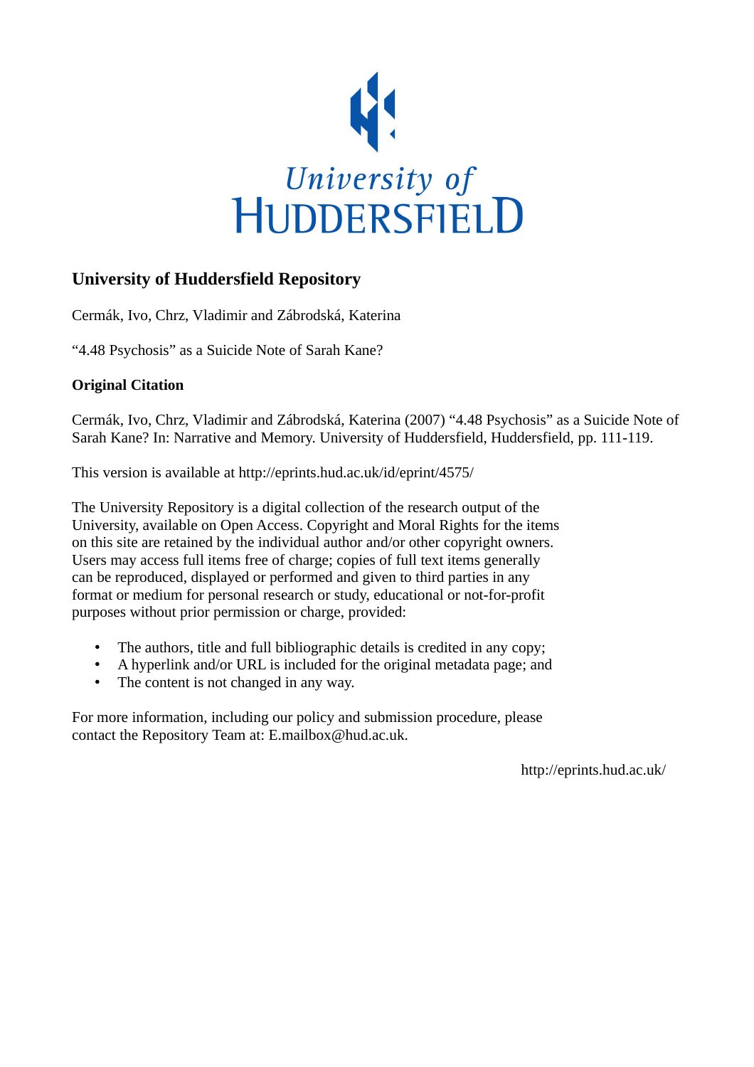University of HUDDERSFIELD

## University of Huddersfield Repository

Cermák, Ivo, Chrz, Vladimir and Zábrodská, Katerina

"4.48 Psychosis" as a Suicide Note of Sarah Kane?

### Original Citation

Cermák, Ivo, Chrz, Vladimir and Zábrodská, Katerina (2007) "4.48 Psychosis" as a Suicide Note of Sarah Kane? In: Narrative and Memory. University of Huddersfield, Huddersfield, pp. 111-119.

This version is available at http://eprints.hud.ac.uk/id/eprint/4575/

The University Repository is a digital collection of the research output of the University, available on Open Access. Copyright and Moral Rights for the items on this site are retained by the individual author and/or other copyright owners. Users may access full items free of charge; copies of full text items generally can be reproduced, displayed or performed and given to third parties in any format or medium for personal research or study, educational or not-for-profit purposes without prior permission or charge, provided:

- The authors, title and full bibliographic details is credited in any copy;
- A hyperlink and/or URL is included for the original metadata page; and
- The content is not changed in any way.

For more information, including our policy and submission procedure, please contact the Repository Team at: E.mailbox@hud.ac.uk.

http://eprints.hud.ac.uk/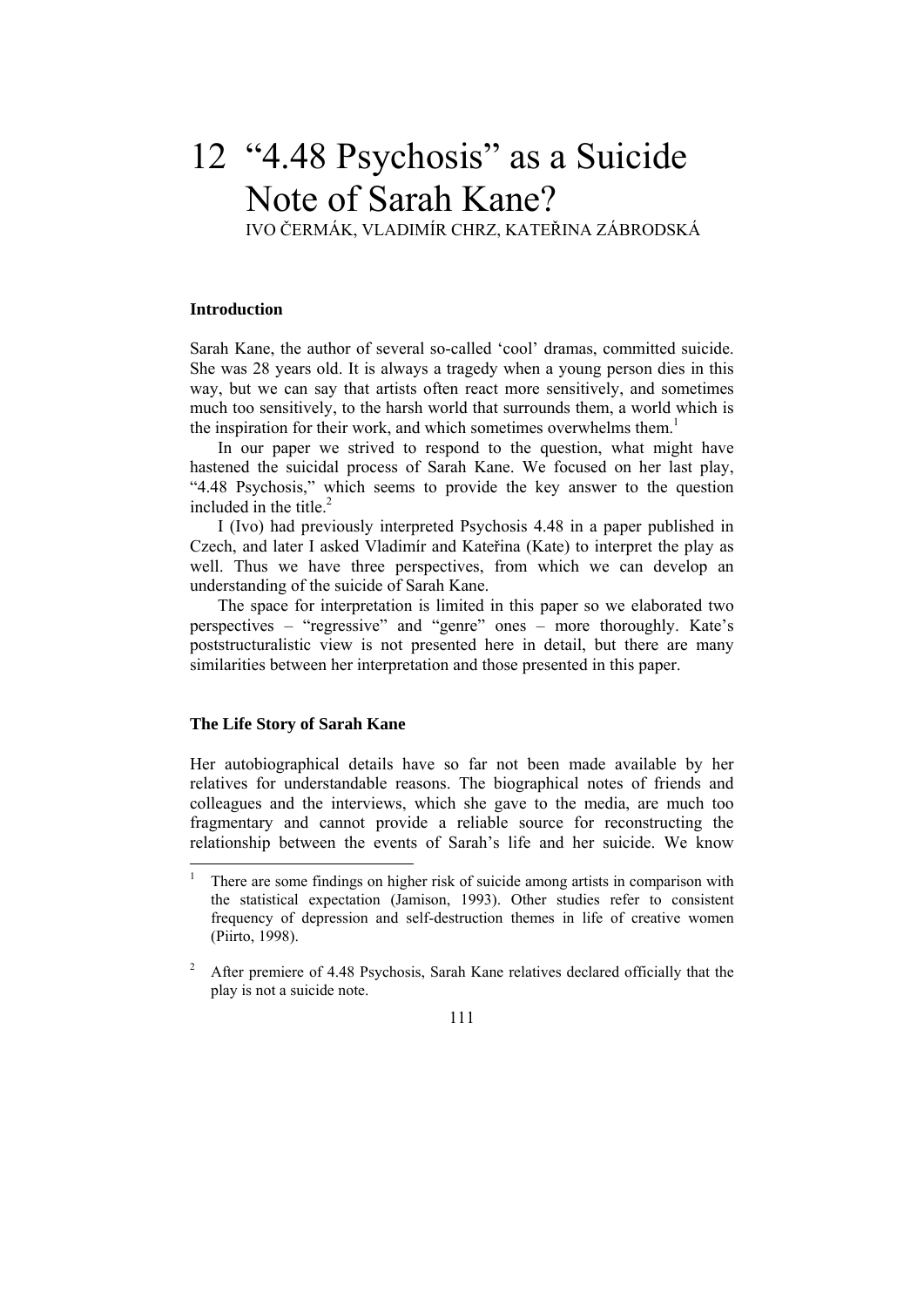# 12 "4.48 Psychosis" as a Suicide Note of Sarah Kane?

IVO ČERMÁK, VLADIMÍR CHRZ, KATEŘINA ZÁBRODSKÁ

## Introduction

Sarah Kane, the author of several so-called 'cool' dramas, committed suicide. She was 28 years old. It is always a tragedy when a young person dies in this way, but we can say that artists often react more sensitively, and sometimes much too sensitively, to the harsh world that surrounds them, a world which is the inspiration for their work, and which sometimes overwhelms them.[1]

In our paper we strived to respond to the question, what might have hastened the suicidal process of Sarah Kane. We focused on her last play, "4.48 Psychosis," which seems to provide the key answer to the question included in the title.[2]

I (Ivo) had previously interpreted Psychosis 4.48 in a paper published in Czech, and later I asked Vladimír and Kateřina (Kate) to interpret the play as well. Thus we have three perspectives, from which we can develop an understanding of the suicide of Sarah Kane.

The space for interpretation is limited in this paper so we elaborated two perspectives – "regressive" and "genre" ones – more thoroughly. Kate's poststructuralistic view is not presented here in detail, but there are many similarities between her interpretation and those presented in this paper.

## The Life Story of Sarah Kane

Her autobiographical details have so far not been made available by her relatives for understandable reasons. The biographical notes of friends and colleagues and the interviews, which she gave to the media, are much too fragmentary and cannot provide a reliable source for reconstructing the relationship between the events of Sarah's life and her suicide. We know

[1] There are some findings on higher risk of suicide among artists in comparison with the statistical expectation (Jamison, 1993). Other studies refer to consistent frequency of depression and self-destruction themes in life of creative women (Piirto, 1998).

[2] After premiere of 4.48 Psychosis, Sarah Kane relatives declared officially that the play is not a suicide note.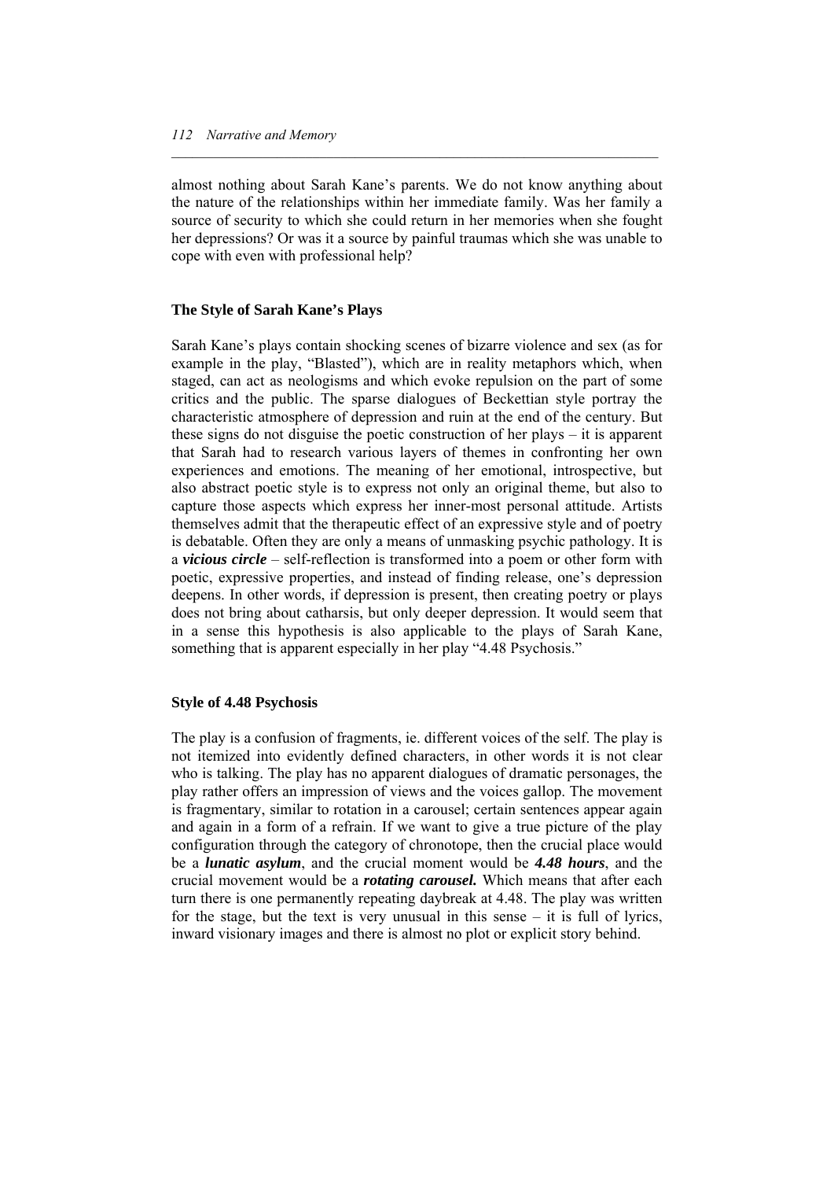almost nothing about Sarah Kane's parents. We do not know anything about the nature of the relationships within her immediate family. Was her family a source of security to which she could return in her memories when she fought her depressions? Or was it a source by painful traumas which she was unable to cope with even with professional help?

## The Style of Sarah Kane's Plays

Sarah Kane's plays contain shocking scenes of bizarre violence and sex (as for example in the play, "Blasted"), which are in reality metaphors which, when staged, can act as neologisms and which evoke repulsion on the part of some critics and the public. The sparse dialogues of Beckettian style portray the characteristic atmosphere of depression and ruin at the end of the century. But these signs do not disguise the poetic construction of her plays – it is apparent that Sarah had to research various layers of themes in confronting her own experiences and emotions. The meaning of her emotional, introspective, but also abstract poetic style is to express not only an original theme, but also to capture those aspects which express her inner-most personal attitude. Artists themselves admit that the therapeutic effect of an expressive style and of poetry is debatable. Often they are only a means of unmasking psychic pathology. It is a ***vicious circle*** – self-reflection is transformed into a poem or other form with poetic, expressive properties, and instead of finding release, one's depression deepens. In other words, if depression is present, then creating poetry or plays does not bring about catharsis, but only deeper depression. It would seem that in a sense this hypothesis is also applicable to the plays of Sarah Kane, something that is apparent especially in her play "4.48 Psychosis."

## Style of 4.48 Psychosis

The play is a confusion of fragments, ie. different voices of the self. The play is not itemized into evidently defined characters, in other words it is not clear who is talking. The play has no apparent dialogues of dramatic personages, the play rather offers an impression of views and the voices gallop. The movement is fragmentary, similar to rotation in a carousel; certain sentences appear again and again in a form of a refrain. If we want to give a true picture of the play configuration through the category of chronotope, then the crucial place would be a ***lunatic asylum***, and the crucial moment would be ***4.48 hours***, and the crucial movement would be a ***rotating carousel.*** Which means that after each turn there is one permanently repeating daybreak at 4.48. The play was written for the stage, but the text is very unusual in this sense – it is full of lyrics, inward visionary images and there is almost no plot or explicit story behind.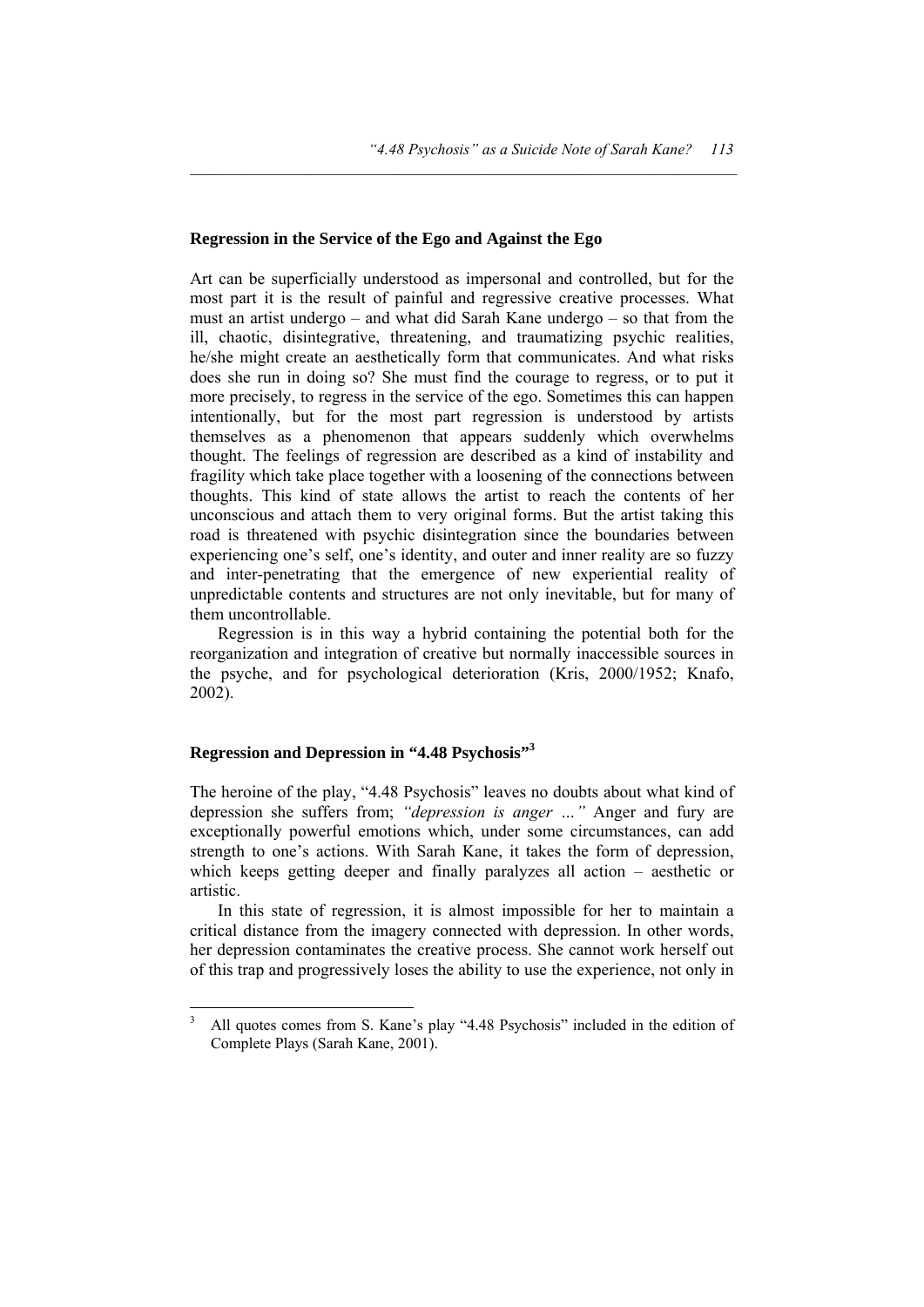### Regression in the Service of the Ego and Against the Ego

Art can be superficially understood as impersonal and controlled, but for the most part it is the result of painful and regressive creative processes. What must an artist undergo – and what did Sarah Kane undergo – so that from the ill, chaotic, disintegrative, threatening, and traumatizing psychic realities, he/she might create an aesthetically form that communicates. And what risks does she run in doing so? She must find the courage to regress, or to put it more precisely, to regress in the service of the ego. Sometimes this can happen intentionally, but for the most part regression is understood by artists themselves as a phenomenon that appears suddenly which overwhelms thought. The feelings of regression are described as a kind of instability and fragility which take place together with a loosening of the connections between thoughts. This kind of state allows the artist to reach the contents of her unconscious and attach them to very original forms. But the artist taking this road is threatened with psychic disintegration since the boundaries between experiencing one's self, one's identity, and outer and inner reality are so fuzzy and inter-penetrating that the emergence of new experiential reality of unpredictable contents and structures are not only inevitable, but for many of them uncontrollable.

Regression is in this way a hybrid containing the potential both for the reorganization and integration of creative but normally inaccessible sources in the psyche, and for psychological deterioration (Kris, 2000/1952; Knafo, 2002).

### Regression and Depression in "4.48 Psychosis"[3]

The heroine of the play, "4.48 Psychosis" leaves no doubts about what kind of depression she suffers from; *"depression is anger …"* Anger and fury are exceptionally powerful emotions which, under some circumstances, can add strength to one's actions. With Sarah Kane, it takes the form of depression, which keeps getting deeper and finally paralyzes all action – aesthetic or artistic.

In this state of regression, it is almost impossible for her to maintain a critical distance from the imagery connected with depression. In other words, her depression contaminates the creative process. She cannot work herself out of this trap and progressively loses the ability to use the experience, not only in

---

[3] All quotes comes from S. Kane's play "4.48 Psychosis" included in the edition of Complete Plays (Sarah Kane, 2001).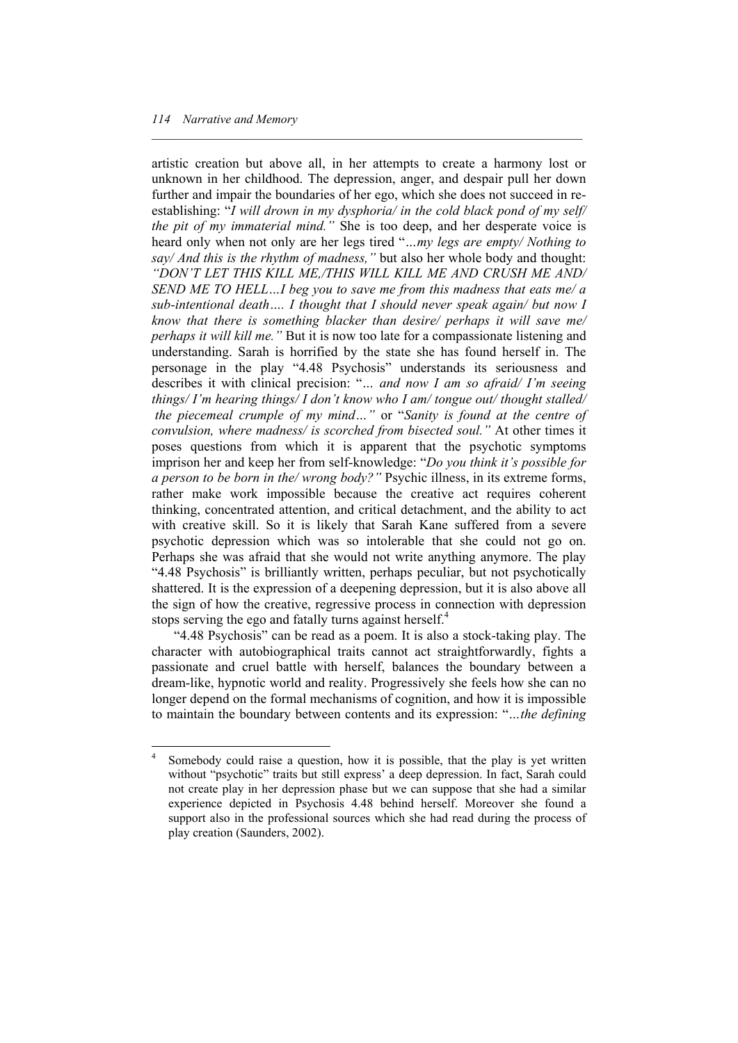artistic creation but above all, in her attempts to create a harmony lost or unknown in her childhood. The depression, anger, and despair pull her down further and impair the boundaries of her ego, which she does not succeed in re-establishing: "*I will drown in my dysphoria/ in the cold black pond of my self/ the pit of my immaterial mind."* She is too deep, and her desperate voice is heard only when not only are her legs tired "*…my legs are empty/ Nothing to say/ And this is the rhythm of madness,"* but also her whole body and thought: *"DON'T LET THIS KILL ME,/THIS WILL KILL ME AND CRUSH ME AND/ SEND ME TO HELL…I beg you to save me from this madness that eats me/ a sub-intentional death…. I thought that I should never speak again/ but now I know that there is something blacker than desire/ perhaps it will save me/ perhaps it will kill me."* But it is now too late for a compassionate listening and understanding. Sarah is horrified by the state she has found herself in. The personage in the play "4.48 Psychosis" understands its seriousness and describes it with clinical precision: "*… and now I am so afraid/ I'm seeing things/ I'm hearing things/ I don't know who I am/ tongue out/ thought stalled/ the piecemeal crumple of my mind…"* or "*Sanity is found at the centre of convulsion, where madness/ is scorched from bisected soul."* At other times it poses questions from which it is apparent that the psychotic symptoms imprison her and keep her from self-knowledge: "*Do you think it's possible for a person to be born in the/ wrong body?"* Psychic illness, in its extreme forms, rather make work impossible because the creative act requires coherent thinking, concentrated attention, and critical detachment, and the ability to act with creative skill. So it is likely that Sarah Kane suffered from a severe psychotic depression which was so intolerable that she could not go on. Perhaps she was afraid that she would not write anything anymore. The play "4.48 Psychosis" is brilliantly written, perhaps peculiar, but not psychotically shattered. It is the expression of a deepening depression, but it is also above all the sign of how the creative, regressive process in connection with depression stops serving the ego and fatally turns against herself.[4]

"4.48 Psychosis" can be read as a poem. It is also a stock-taking play. The character with autobiographical traits cannot act straightforwardly, fights a passionate and cruel battle with herself, balances the boundary between a dream-like, hypnotic world and reality. Progressively she feels how she can no longer depend on the formal mechanisms of cognition, and how it is impossible to maintain the boundary between contents and its expression: "*…the defining*

---

[4] Somebody could raise a question, how it is possible, that the play is yet written without "psychotic" traits but still express' a deep depression. In fact, Sarah could not create play in her depression phase but we can suppose that she had a similar experience depicted in Psychosis 4.48 behind herself. Moreover she found a support also in the professional sources which she had read during the process of play creation (Saunders, 2002).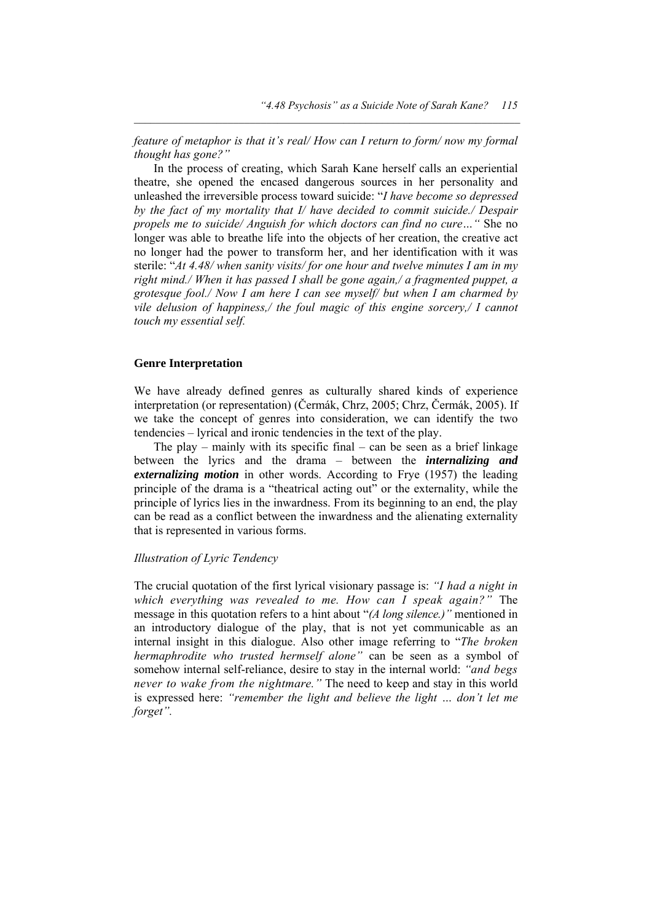*feature of metaphor is that it's real/ How can I return to form/ now my formal thought has gone?"*

In the process of creating, which Sarah Kane herself calls an experiential theatre, she opened the encased dangerous sources in her personality and unleashed the irreversible process toward suicide: "*I have become so depressed by the fact of my mortality that I/ have decided to commit suicide./ Despair propels me to suicide/ Anguish for which doctors can find no cure…"* She no longer was able to breathe life into the objects of her creation, the creative act no longer had the power to transform her, and her identification with it was sterile: "*At 4.48/ when sanity visits/ for one hour and twelve minutes I am in my right mind./ When it has passed I shall be gone again,/ a fragmented puppet, a grotesque fool./ Now I am here I can see myself/ but when I am charmed by vile delusion of happiness,/ the foul magic of this engine sorcery,/ I cannot touch my essential self.*

## Genre Interpretation

We have already defined genres as culturally shared kinds of experience interpretation (or representation) (Čermák, Chrz, 2005; Chrz, Čermák, 2005). If we take the concept of genres into consideration, we can identify the two tendencies – lyrical and ironic tendencies in the text of the play.

The play – mainly with its specific final – can be seen as a brief linkage between the lyrics and the drama – between the ***internalizing and externalizing motion*** in other words. According to Frye (1957) the leading principle of the drama is a "theatrical acting out" or the externality, while the principle of lyrics lies in the inwardness. From its beginning to an end, the play can be read as a conflict between the inwardness and the alienating externality that is represented in various forms.

### *Illustration of Lyric Tendency*

The crucial quotation of the first lyrical visionary passage is: *"I had a night in which everything was revealed to me. How can I speak again?"* The message in this quotation refers to a hint about "*(A long silence.)"* mentioned in an introductory dialogue of the play, that is not yet communicable as an internal insight in this dialogue. Also other image referring to "*The broken hermaphrodite who trusted hermself alone"* can be seen as a symbol of somehow internal self-reliance, desire to stay in the internal world: *"and begs never to wake from the nightmare."* The need to keep and stay in this world is expressed here: *"remember the light and believe the light … don't let me forget".*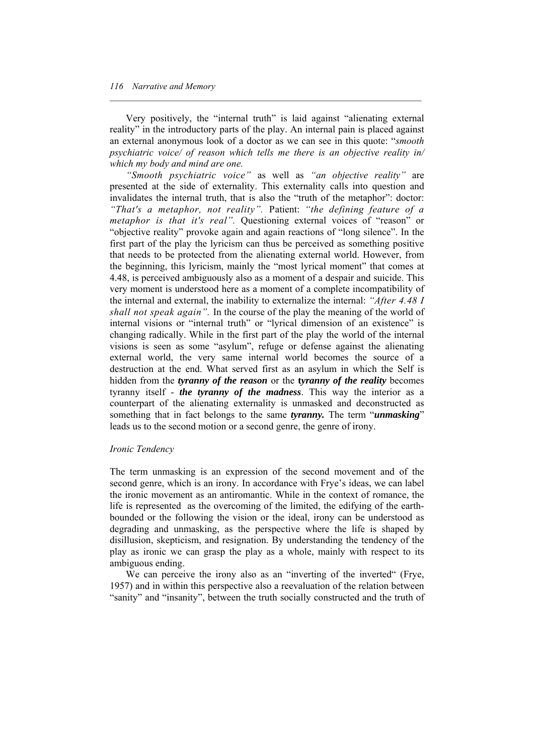Very positively, the "internal truth" is laid against "alienating external reality" in the introductory parts of the play. An internal pain is placed against an external anonymous look of a doctor as we can see in this quote: "*smooth psychiatric voice/ of reason which tells me there is an objective reality in/ which my body and mind are one.*

*"Smooth psychiatric voice"* as well as *"an objective reality"* are presented at the side of externality. This externality calls into question and invalidates the internal truth, that is also the "truth of the metaphor": doctor: *"That's a metaphor, not reality".* Patient: *"the defining feature of a metaphor is that it's real".* Questioning external voices of "reason" or "objective reality" provoke again and again reactions of "long silence". In the first part of the play the lyricism can thus be perceived as something positive that needs to be protected from the alienating external world. However, from the beginning, this lyricism, mainly the "most lyrical moment" that comes at 4.48, is perceived ambiguously also as a moment of a despair and suicide. This very moment is understood here as a moment of a complete incompatibility of the internal and external, the inability to externalize the internal: *"After 4.48 I shall not speak again".* In the course of the play the meaning of the world of internal visions or "internal truth" or "lyrical dimension of an existence" is changing radically. While in the first part of the play the world of the internal visions is seen as some "asylum", refuge or defense against the alienating external world, the very same internal world becomes the source of a destruction at the end. What served first as an asylum in which the Self is hidden from the ***tyranny of the reason*** or the ***tyranny of the reality*** becomes tyranny itself - ***the tyranny of the madness***. This way the interior as a counterpart of the alienating externality is unmasked and deconstructed as something that in fact belongs to the same ***tyranny.*** The term "***unmasking***" leads us to the second motion or a second genre, the genre of irony.

*Ironic Tendency*

The term unmasking is an expression of the second movement and of the second genre, which is an irony. In accordance with Frye's ideas, we can label the ironic movement as an antiromantic. While in the context of romance, the life is represented as the overcoming of the limited, the edifying of the earth-bounded or the following the vision or the ideal, irony can be understood as degrading and unmasking, as the perspective where the life is shaped by disillusion, skepticism, and resignation. By understanding the tendency of the play as ironic we can grasp the play as a whole, mainly with respect to its ambiguous ending.

We can perceive the irony also as an "inverting of the inverted" (Frye, 1957) and in within this perspective also a reevaluation of the relation between "sanity" and "insanity", between the truth socially constructed and the truth of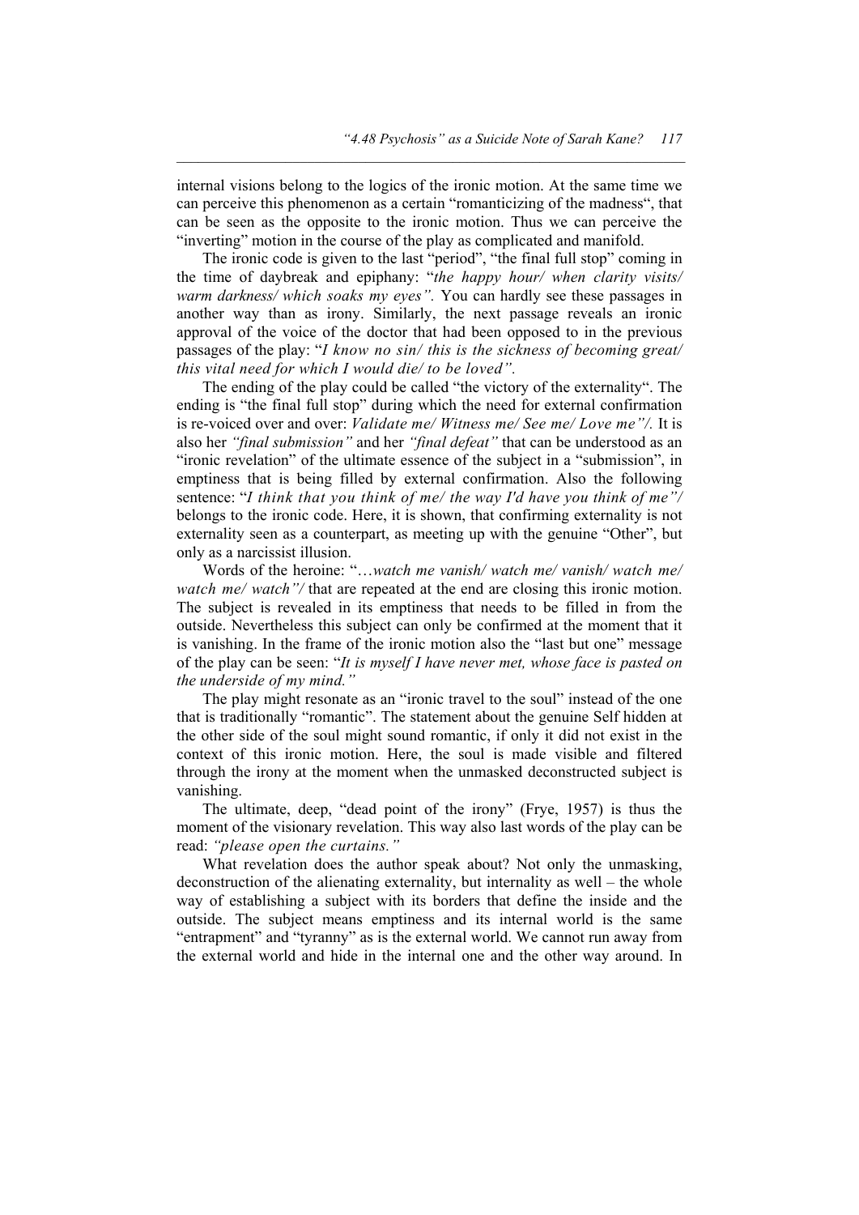internal visions belong to the logics of the ironic motion. At the same time we can perceive this phenomenon as a certain "romanticizing of the madness", that can be seen as the opposite to the ironic motion. Thus we can perceive the "inverting" motion in the course of the play as complicated and manifold.

The ironic code is given to the last "period", "the final full stop" coming in the time of daybreak and epiphany: "*the happy hour/ when clarity visits/ warm darkness/ which soaks my eyes".* You can hardly see these passages in another way than as irony. Similarly, the next passage reveals an ironic approval of the voice of the doctor that had been opposed to in the previous passages of the play: "*I know no sin/ this is the sickness of becoming great/ this vital need for which I would die/ to be loved".*

The ending of the play could be called "the victory of the externality". The ending is "the final full stop" during which the need for external confirmation is re-voiced over and over: *Validate me/ Witness me/ See me/ Love me"/.* It is also her *"final submission"* and her *"final defeat"* that can be understood as an "ironic revelation" of the ultimate essence of the subject in a "submission", in emptiness that is being filled by external confirmation. Also the following sentence: "*I think that you think of me/ the way I'd have you think of me"/* belongs to the ironic code. Here, it is shown, that confirming externality is not externality seen as a counterpart, as meeting up with the genuine "Other", but only as a narcissist illusion.

Words of the heroine: "…*watch me vanish/ watch me/ vanish/ watch me/ watch me/ watch"/* that are repeated at the end are closing this ironic motion. The subject is revealed in its emptiness that needs to be filled in from the outside. Nevertheless this subject can only be confirmed at the moment that it is vanishing. In the frame of the ironic motion also the "last but one" message of the play can be seen: "*It is myself I have never met, whose face is pasted on the underside of my mind."*

The play might resonate as an "ironic travel to the soul" instead of the one that is traditionally "romantic". The statement about the genuine Self hidden at the other side of the soul might sound romantic, if only it did not exist in the context of this ironic motion. Here, the soul is made visible and filtered through the irony at the moment when the unmasked deconstructed subject is vanishing.

The ultimate, deep, "dead point of the irony" (Frye, 1957) is thus the moment of the visionary revelation. This way also last words of the play can be read: *"please open the curtains."*

What revelation does the author speak about? Not only the unmasking, deconstruction of the alienating externality, but internality as well – the whole way of establishing a subject with its borders that define the inside and the outside. The subject means emptiness and its internal world is the same "entrapment" and "tyranny" as is the external world. We cannot run away from the external world and hide in the internal one and the other way around. In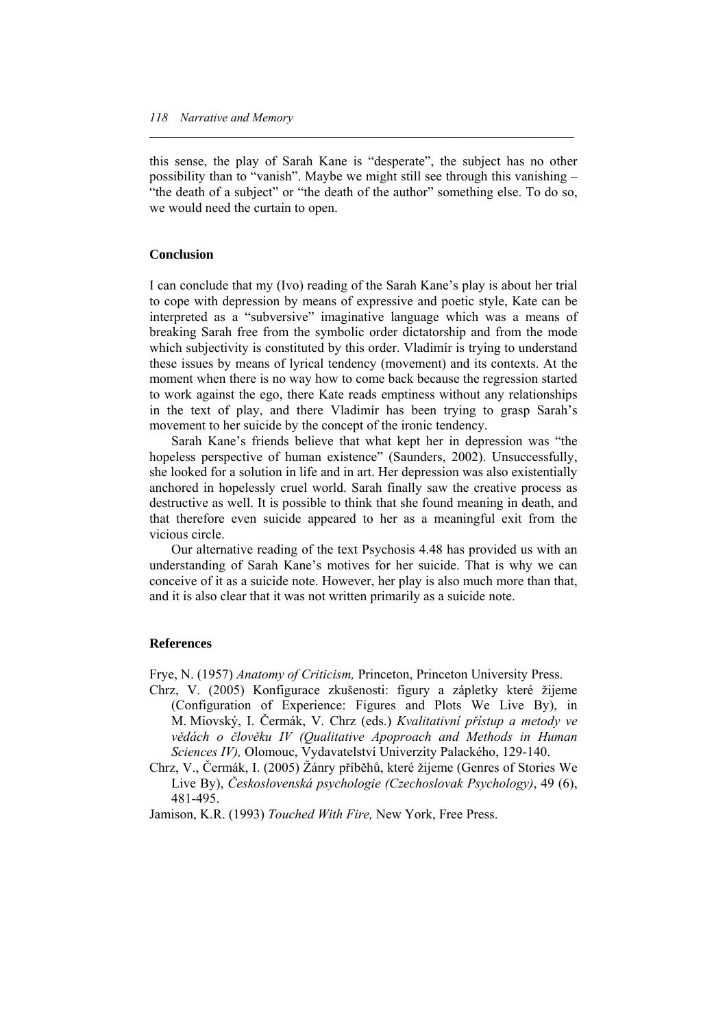this sense, the play of Sarah Kane is "desperate", the subject has no other possibility than to "vanish". Maybe we might still see through this vanishing – "the death of a subject" or "the death of the author" something else. To do so, we would need the curtain to open.

## Conclusion

I can conclude that my (Ivo) reading of the Sarah Kane's play is about her trial to cope with depression by means of expressive and poetic style, Kate can be interpreted as a "subversive" imaginative language which was a means of breaking Sarah free from the symbolic order dictatorship and from the mode which subjectivity is constituted by this order. Vladimír is trying to understand these issues by means of lyrical tendency (movement) and its contexts. At the moment when there is no way how to come back because the regression started to work against the ego, there Kate reads emptiness without any relationships in the text of play, and there Vladimír has been trying to grasp Sarah's movement to her suicide by the concept of the ironic tendency.

Sarah Kane's friends believe that what kept her in depression was "the hopeless perspective of human existence" (Saunders, 2002). Unsuccessfully, she looked for a solution in life and in art. Her depression was also existentially anchored in hopelessly cruel world. Sarah finally saw the creative process as destructive as well. It is possible to think that she found meaning in death, and that therefore even suicide appeared to her as a meaningful exit from the vicious circle.

Our alternative reading of the text Psychosis 4.48 has provided us with an understanding of Sarah Kane's motives for her suicide. That is why we can conceive of it as a suicide note. However, her play is also much more than that, and it is also clear that it was not written primarily as a suicide note.

## References

Frye, N. (1957) *Anatomy of Criticism,* Princeton, Princeton University Press.

Chrz, V. (2005) Konfigurace zkušenosti: figury a zápletky které žijeme (Configuration of Experience: Figures and Plots We Live By), in M. Miovský, I. Čermák, V. Chrz (eds.) *Kvalitativní přístup a metody ve vědách o člověku IV (Qualitative Apoproach and Methods in Human Sciences IV),* Olomouc, Vydavatelství Univerzity Palackého, 129-140.

Chrz, V., Čermák, I. (2005) Žánry příběhů, které žijeme (Genres of Stories We Live By), *Československá psychologie (Czechoslovak Psychology)*, 49 (6), 481-495.

Jamison, K.R. (1993) *Touched With Fire,* New York, Free Press.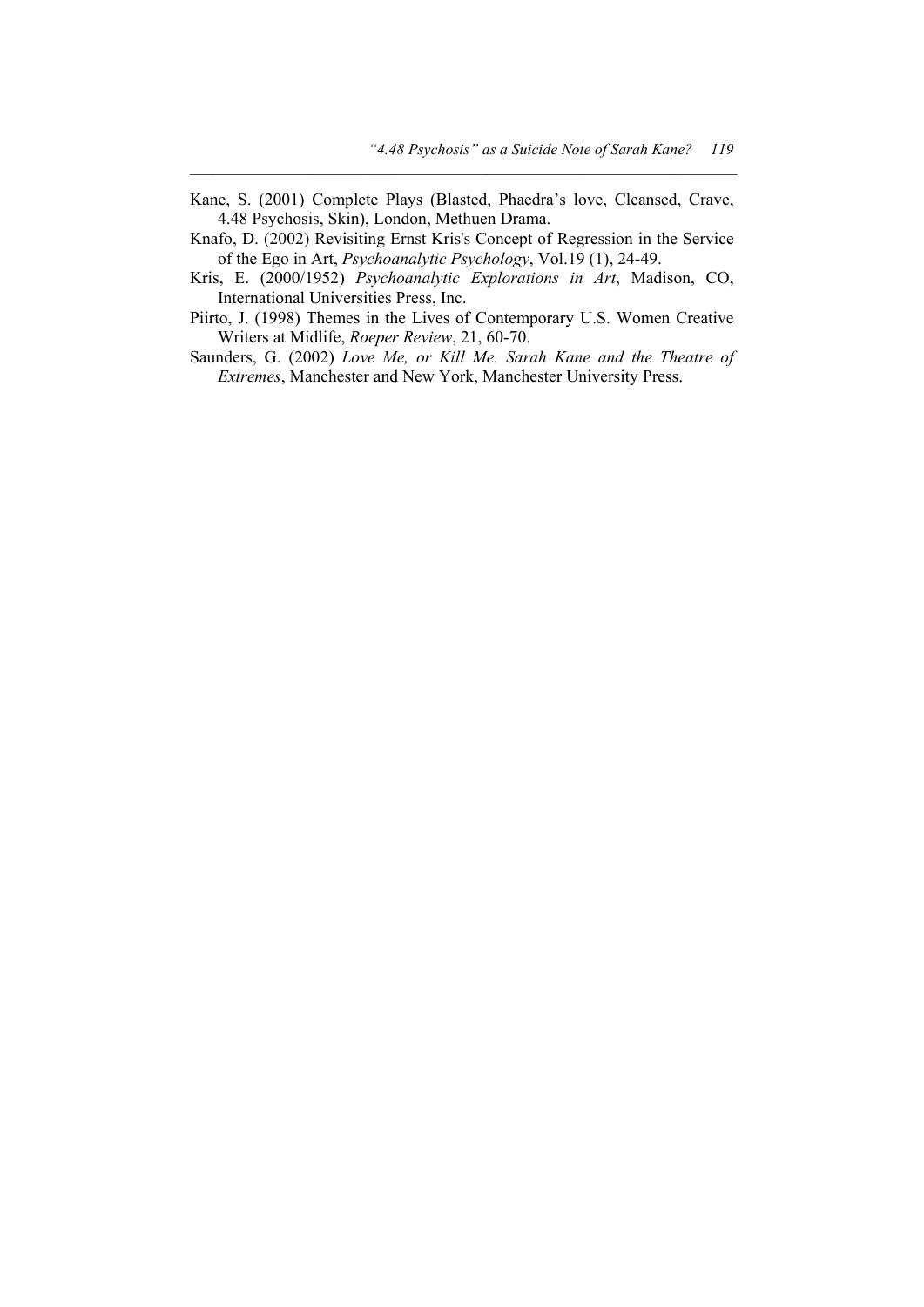Kane, S. (2001) Complete Plays (Blasted, Phaedra's love, Cleansed, Crave, 4.48 Psychosis, Skin), London, Methuen Drama.

Knafo, D. (2002) Revisiting Ernst Kris's Concept of Regression in the Service of the Ego in Art, *Psychoanalytic Psychology*, Vol.19 (1), 24-49.

Kris, E. (2000/1952) *Psychoanalytic Explorations in Art*, Madison, CO, International Universities Press, Inc.

Piirto, J. (1998) Themes in the Lives of Contemporary U.S. Women Creative Writers at Midlife, *Roeper Review*, 21, 60-70.

Saunders, G. (2002) *Love Me, or Kill Me. Sarah Kane and the Theatre of Extremes*, Manchester and New York, Manchester University Press.